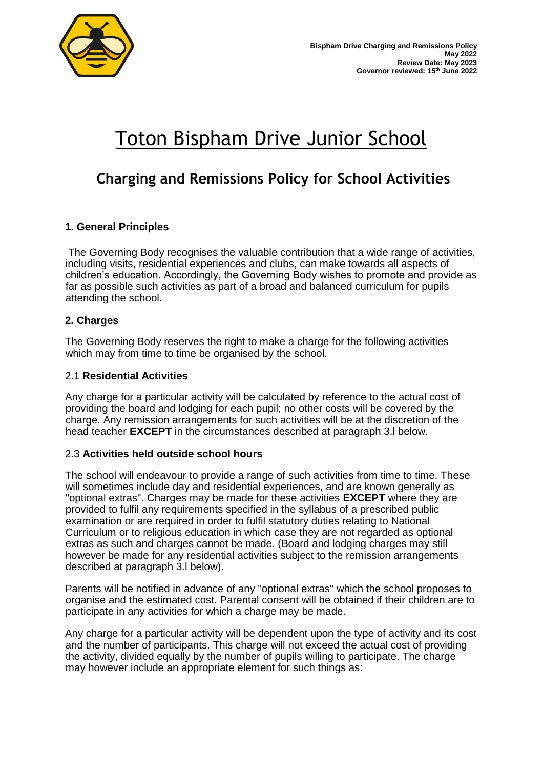**Bispham Drive Charging and Remissions Policy**
**May 2022**
**Review Date: May 2023**
**Governor reviewed: 15th June 2022**

# Toton Bispham Drive Junior School

## Charging and Remissions Policy for School Activities

### 1. General Principles

The Governing Body recognises the valuable contribution that a wide range of activities, including visits, residential experiences and clubs, can make towards all aspects of children's education. Accordingly, the Governing Body wishes to promote and provide as far as possible such activities as part of a broad and balanced curriculum for pupils attending the school.

### 2. Charges

The Governing Body reserves the right to make a charge for the following activities which may from time to time be organised by the school.

2.1 **Residential Activities**

Any charge for a particular activity will be calculated by reference to the actual cost of providing the board and lodging for each pupil; no other costs will be covered by the charge. Any remission arrangements for such activities will be at the discretion of the head teacher **EXCEPT** in the circumstances described at paragraph 3.l below.

2.3 **Activities held outside school hours**

The school will endeavour to provide a range of such activities from time to time. These will sometimes include day and residential experiences, and are known generally as "optional extras". Charges may be made for these activities **EXCEPT** where they are provided to fulfil any requirements specified in the syllabus of a prescribed public examination or are required in order to fulfil statutory duties relating to National Curriculum or to religious education in which case they are not regarded as optional extras as such and charges cannot be made. (Board and lodging charges may still however be made for any residential activities subject to the remission arrangements described at paragraph 3.l below).

Parents will be notified in advance of any "optional extras" which the school proposes to organise and the estimated cost. Parental consent will be obtained if their children are to participate in any activities for which a charge may be made.

Any charge for a particular activity will be dependent upon the type of activity and its cost and the number of participants. This charge will not exceed the actual cost of providing the activity, divided equally by the number of pupils willing to participate. The charge may however include an appropriate element for such things as: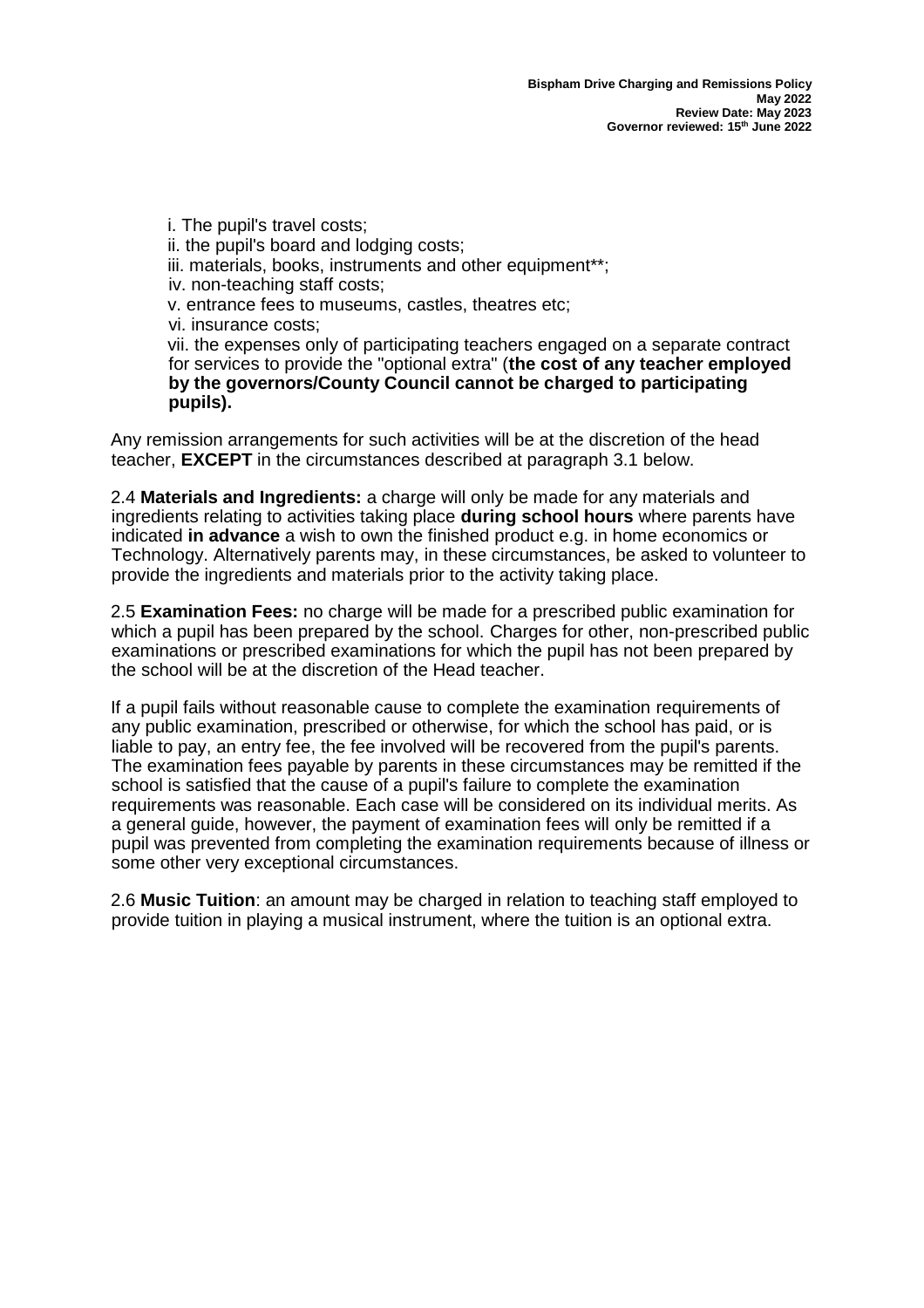i. The pupil's travel costs;
ii. the pupil's board and lodging costs;
iii. materials, books, instruments and other equipment**;
iv. non-teaching staff costs;
v. entrance fees to museums, castles, theatres etc;
vi. insurance costs;
vii. the expenses only of participating teachers engaged on a separate contract for services to provide the "optional extra" (**the cost of any teacher employed by the governors/County Council cannot be charged to participating pupils).**

Any remission arrangements for such activities will be at the discretion of the head teacher, **EXCEPT** in the circumstances described at paragraph 3.1 below.

2.4 **Materials and Ingredients:** a charge will only be made for any materials and ingredients relating to activities taking place **during school hours** where parents have indicated **in advance** a wish to own the finished product e.g. in home economics or Technology. Alternatively parents may, in these circumstances, be asked to volunteer to provide the ingredients and materials prior to the activity taking place.

2.5 **Examination Fees:** no charge will be made for a prescribed public examination for which a pupil has been prepared by the school. Charges for other, non-prescribed public examinations or prescribed examinations for which the pupil has not been prepared by the school will be at the discretion of the Head teacher.

If a pupil fails without reasonable cause to complete the examination requirements of any public examination, prescribed or otherwise, for which the school has paid, or is liable to pay, an entry fee, the fee involved will be recovered from the pupil's parents. The examination fees payable by parents in these circumstances may be remitted if the school is satisfied that the cause of a pupil's failure to complete the examination requirements was reasonable. Each case will be considered on its individual merits. As a general guide, however, the payment of examination fees will only be remitted if a pupil was prevented from completing the examination requirements because of illness or some other very exceptional circumstances.

2.6 **Music Tuition**: an amount may be charged in relation to teaching staff employed to provide tuition in playing a musical instrument, where the tuition is an optional extra.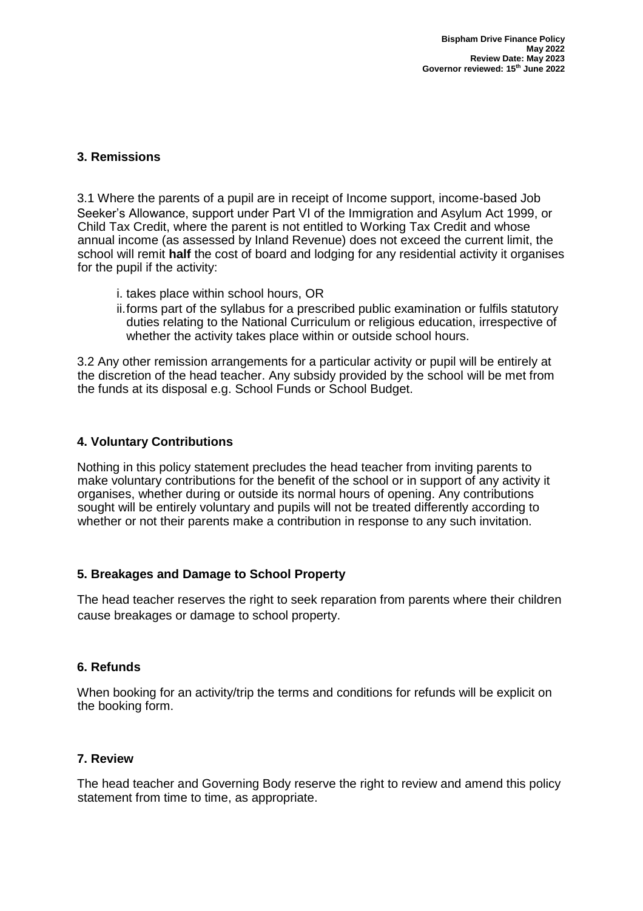## 3. Remissions

3.1 Where the parents of a pupil are in receipt of Income support, income-based Job Seeker's Allowance, support under Part VI of the Immigration and Asylum Act 1999, or Child Tax Credit, where the parent is not entitled to Working Tax Credit and whose annual income (as assessed by Inland Revenue) does not exceed the current limit, the school will remit **half** the cost of board and lodging for any residential activity it organises for the pupil if the activity:

i. takes place within school hours, OR
ii. forms part of the syllabus for a prescribed public examination or fulfils statutory duties relating to the National Curriculum or religious education, irrespective of whether the activity takes place within or outside school hours.

3.2 Any other remission arrangements for a particular activity or pupil will be entirely at the discretion of the head teacher. Any subsidy provided by the school will be met from the funds at its disposal e.g. School Funds or School Budget.

## 4. Voluntary Contributions

Nothing in this policy statement precludes the head teacher from inviting parents to make voluntary contributions for the benefit of the school or in support of any activity it organises, whether during or outside its normal hours of opening. Any contributions sought will be entirely voluntary and pupils will not be treated differently according to whether or not their parents make a contribution in response to any such invitation.

## 5. Breakages and Damage to School Property

The head teacher reserves the right to seek reparation from parents where their children cause breakages or damage to school property.

## 6. Refunds

When booking for an activity/trip the terms and conditions for refunds will be explicit on the booking form.

## 7. Review

The head teacher and Governing Body reserve the right to review and amend this policy statement from time to time, as appropriate.